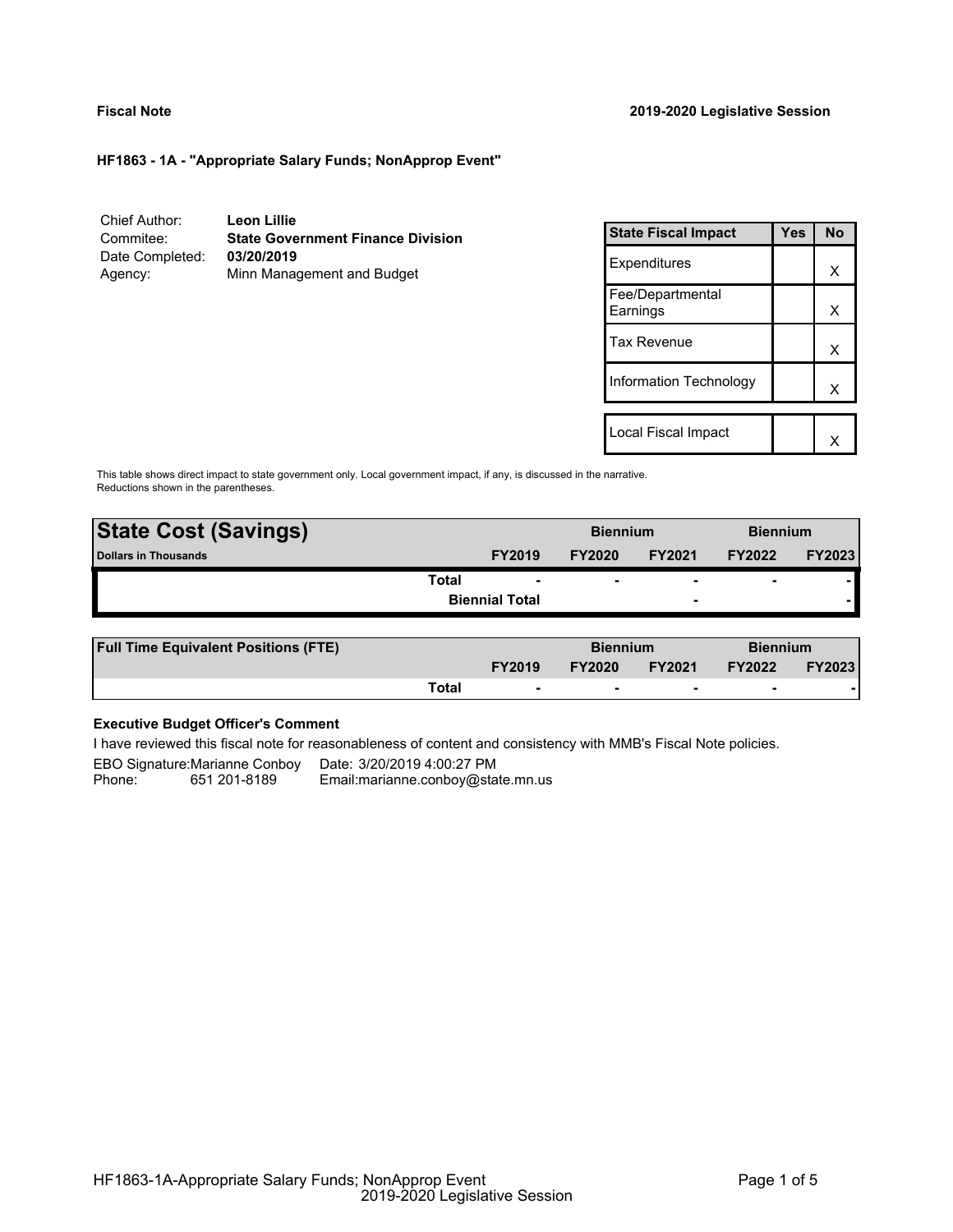**Fiscal Note** **2019-2020 Legislative Session**

### HF1863 - 1A - "Appropriate Salary Funds; NonApprop Event"

| | |
|---|---|
| Chief Author: | **Leon Lillie** |
| Commitee: | **State Government Finance Division** |
| Date Completed: | **03/20/2019** |
| Agency: | Minn Management and Budget |

| State Fiscal Impact | Yes | No |
|---|---|---|
| Expenditures | | X |
| Fee/Departmental Earnings | | X |
| Tax Revenue | | X |
| Information Technology | | X |
| | | |
| Local Fiscal Impact | | X |

This table shows direct impact to state government only. Local government impact, if any, is discussed in the narrative. Reductions shown in the parentheses.

| **State Cost (Savings)** | | Biennium | | Biennium | |
|---|---|---|---|---|---|
| **Dollars in Thousands** | **FY2019** | **FY2020** | **FY2021** | **FY2022** | **FY2023** |
| **Total** | - | - | - | - | - |
| **Biennial Total** | | | - | | - |

| **Full Time Equivalent Positions (FTE)** | | Biennium | | Biennium | |
|---|---|---|---|---|---|
| | **FY2019** | **FY2020** | **FY2021** | **FY2022** | **FY2023** |
| **Total** | - | - | - | - | - |

**Executive Budget Officer's Comment**

I have reviewed this fiscal note for reasonableness of content and consistency with MMB's Fiscal Note policies.

EBO Signature:Marianne Conboy Date: 3/20/2019 4:00:27 PM
Phone: 651 201-8189 Email:marianne.conboy@state.mn.us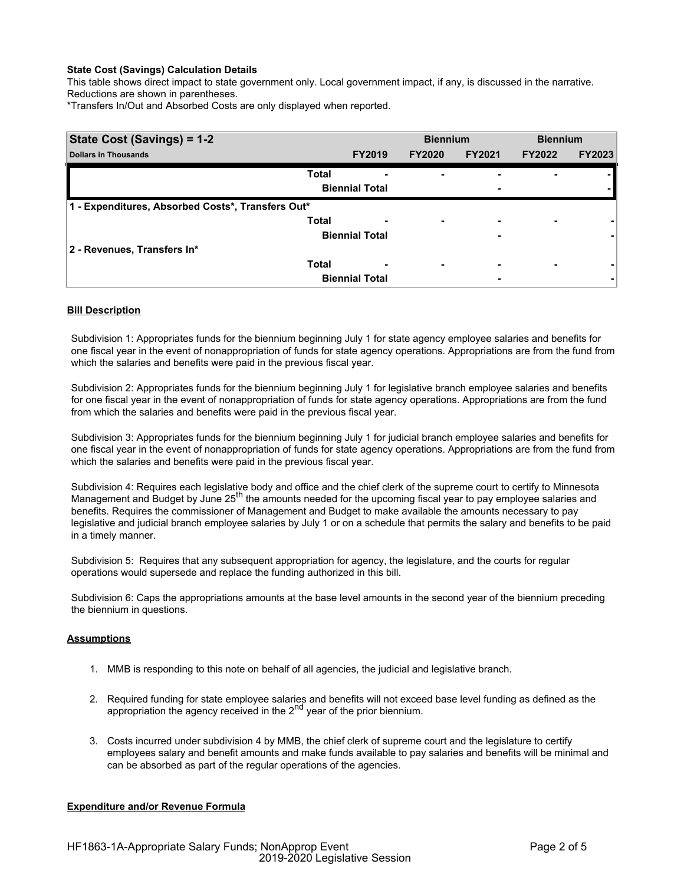**State Cost (Savings) Calculation Details**

This table shows direct impact to state government only. Local government impact, if any, is discussed in the narrative. Reductions are shown in parentheses.

*Transfers In/Out and Absorbed Costs are only displayed when reported.

| State Cost (Savings) = 1-2 | | | Biennium | | Biennium | |
|---|---|---|---|---|---|---|
| **Dollars in Thousands** | | **FY2019** | **FY2020** | **FY2021** | **FY2022** | **FY2023** |
| | **Total** | - | - | - | - | - |
| | **Biennial Total** | | | - | | - |
| **1 - Expenditures, Absorbed Costs*, Transfers Out*** | | | | | | |
| | **Total** | - | - | - | - | - |
| | **Biennial Total** | | | - | | - |
| **2 - Revenues, Transfers In*** | | | | | | |
| | **Total** | - | - | - | - | - |
| | **Biennial Total** | | | - | | - |

**Bill Description**

Subdivision 1: Appropriates funds for the biennium beginning July 1 for state agency employee salaries and benefits for one fiscal year in the event of nonappropriation of funds for state agency operations. Appropriations are from the fund from which the salaries and benefits were paid in the previous fiscal year.

Subdivision 2: Appropriates funds for the biennium beginning July 1 for legislative branch employee salaries and benefits for one fiscal year in the event of nonappropriation of funds for state agency operations. Appropriations are from the fund from which the salaries and benefits were paid in the previous fiscal year.

Subdivision 3: Appropriates funds for the biennium beginning July 1 for judicial branch employee salaries and benefits for one fiscal year in the event of nonappropriation of funds for state agency operations. Appropriations are from the fund from which the salaries and benefits were paid in the previous fiscal year.

Subdivision 4: Requires each legislative body and office and the chief clerk of the supreme court to certify to Minnesota Management and Budget by June 25th the amounts needed for the upcoming fiscal year to pay employee salaries and benefits. Requires the commissioner of Management and Budget to make available the amounts necessary to pay legislative and judicial branch employee salaries by July 1 or on a schedule that permits the salary and benefits to be paid in a timely manner.

Subdivision 5: Requires that any subsequent appropriation for agency, the legislature, and the courts for regular operations would supersede and replace the funding authorized in this bill.

Subdivision 6: Caps the appropriations amounts at the base level amounts in the second year of the biennium preceding the biennium in questions.

**Assumptions**

1. MMB is responding to this note on behalf of all agencies, the judicial and legislative branch.
2. Required funding for state employee salaries and benefits will not exceed base level funding as defined as the appropriation the agency received in the 2nd year of the prior biennium.
3. Costs incurred under subdivision 4 by MMB, the chief clerk of supreme court and the legislature to certify employees salary and benefit amounts and make funds available to pay salaries and benefits will be minimal and can be absorbed as part of the regular operations of the agencies.

**Expenditure and/or Revenue Formula**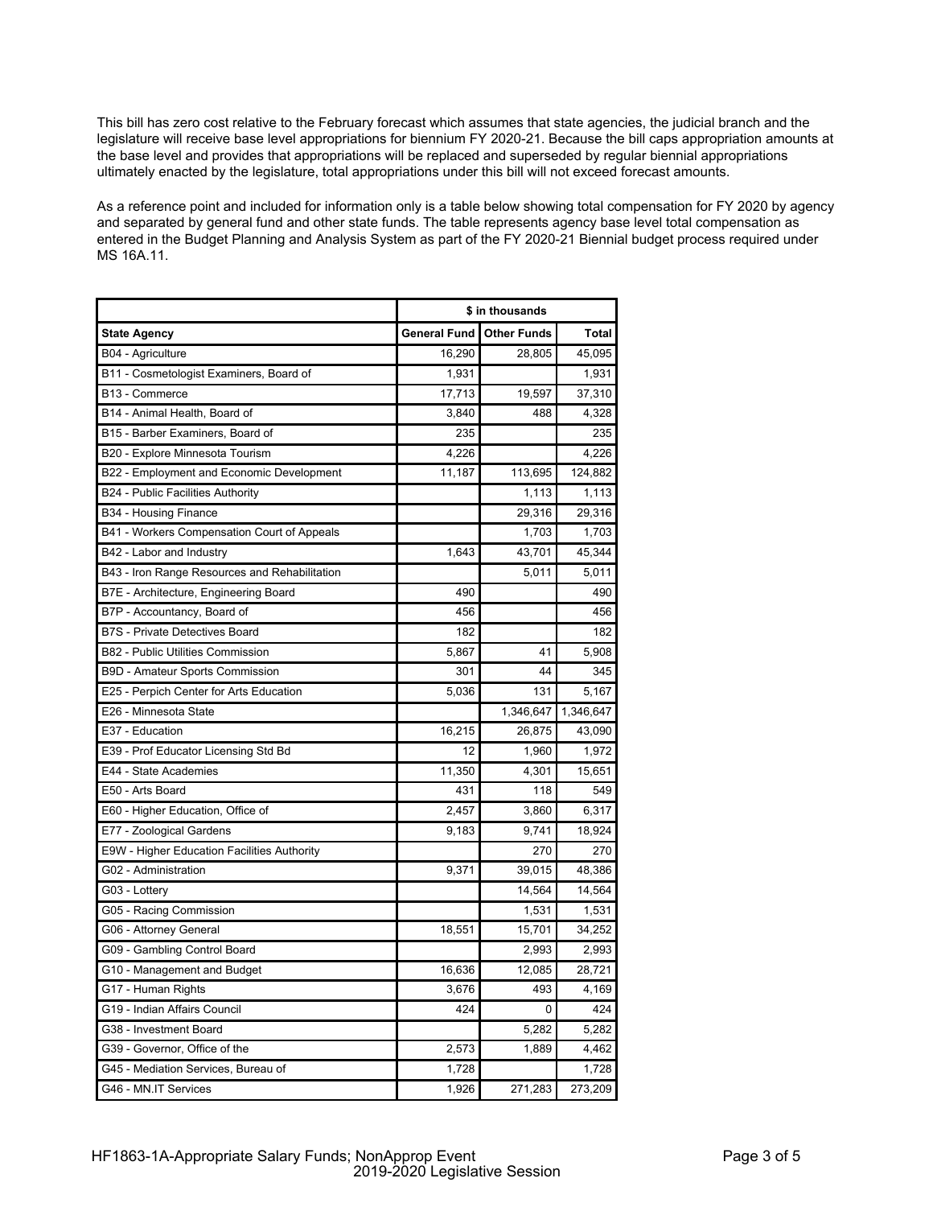This bill has zero cost relative to the February forecast which assumes that state agencies, the judicial branch and the legislature will receive base level appropriations for biennium FY 2020-21. Because the bill caps appropriation amounts at the base level and provides that appropriations will be replaced and superseded by regular biennial appropriations ultimately enacted by the legislature, total appropriations under this bill will not exceed forecast amounts.

As a reference point and included for information only is a table below showing total compensation for FY 2020 by agency and separated by general fund and other state funds. The table represents agency base level total compensation as entered in the Budget Planning and Analysis System as part of the FY 2020-21 Biennial budget process required under MS 16A.11.

| | $ in thousands | | |
|---|---|---|---|
| **State Agency** | **General Fund** | **Other Funds** | **Total** |
| B04 - Agriculture | 16,290 | 28,805 | 45,095 |
| B11 - Cosmetologist Examiners, Board of | 1,931 | | 1,931 |
| B13 - Commerce | 17,713 | 19,597 | 37,310 |
| B14 - Animal Health, Board of | 3,840 | 488 | 4,328 |
| B15 - Barber Examiners, Board of | 235 | | 235 |
| B20 - Explore Minnesota Tourism | 4,226 | | 4,226 |
| B22 - Employment and Economic Development | 11,187 | 113,695 | 124,882 |
| B24 - Public Facilities Authority | | 1,113 | 1,113 |
| B34 - Housing Finance | | 29,316 | 29,316 |
| B41 - Workers Compensation Court of Appeals | | 1,703 | 1,703 |
| B42 - Labor and Industry | 1,643 | 43,701 | 45,344 |
| B43 - Iron Range Resources and Rehabilitation | | 5,011 | 5,011 |
| B7E - Architecture, Engineering Board | 490 | | 490 |
| B7P - Accountancy, Board of | 456 | | 456 |
| B7S - Private Detectives Board | 182 | | 182 |
| B82 - Public Utilities Commission | 5,867 | 41 | 5,908 |
| B9D - Amateur Sports Commission | 301 | 44 | 345 |
| E25 - Perpich Center for Arts Education | 5,036 | 131 | 5,167 |
| E26 - Minnesota State | | 1,346,647 | 1,346,647 |
| E37 - Education | 16,215 | 26,875 | 43,090 |
| E39 - Prof Educator Licensing Std Bd | 12 | 1,960 | 1,972 |
| E44 - State Academies | 11,350 | 4,301 | 15,651 |
| E50 - Arts Board | 431 | 118 | 549 |
| E60 - Higher Education, Office of | 2,457 | 3,860 | 6,317 |
| E77 - Zoological Gardens | 9,183 | 9,741 | 18,924 |
| E9W - Higher Education Facilities Authority | | 270 | 270 |
| G02 - Administration | 9,371 | 39,015 | 48,386 |
| G03 - Lottery | | 14,564 | 14,564 |
| G05 - Racing Commission | | 1,531 | 1,531 |
| G06 - Attorney General | 18,551 | 15,701 | 34,252 |
| G09 - Gambling Control Board | | 2,993 | 2,993 |
| G10 - Management and Budget | 16,636 | 12,085 | 28,721 |
| G17 - Human Rights | 3,676 | 493 | 4,169 |
| G19 - Indian Affairs Council | 424 | 0 | 424 |
| G38 - Investment Board | | 5,282 | 5,282 |
| G39 - Governor, Office of the | 2,573 | 1,889 | 4,462 |
| G45 - Mediation Services, Bureau of | 1,728 | | 1,728 |
| G46 - MN.IT Services | 1,926 | 271,283 | 273,209 |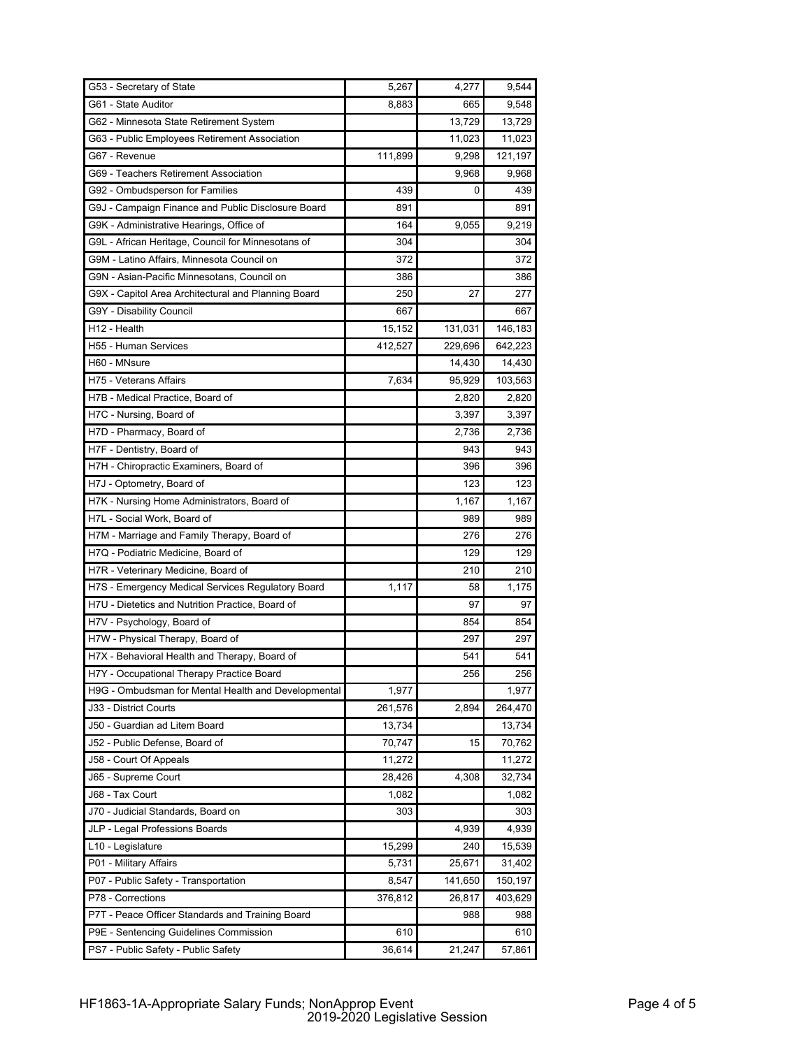| | | | |
|---|---|---|---|
| G53 - Secretary of State | 5,267 | 4,277 | 9,544 |
| G61 - State Auditor | 8,883 | 665 | 9,548 |
| G62 - Minnesota State Retirement System | | 13,729 | 13,729 |
| G63 - Public Employees Retirement Association | | 11,023 | 11,023 |
| G67 - Revenue | 111,899 | 9,298 | 121,197 |
| G69 - Teachers Retirement Association | | 9,968 | 9,968 |
| G92 - Ombudsperson for Families | 439 | 0 | 439 |
| G9J - Campaign Finance and Public Disclosure Board | 891 | | 891 |
| G9K - Administrative Hearings, Office of | 164 | 9,055 | 9,219 |
| G9L - African Heritage, Council for Minnesotans of | 304 | | 304 |
| G9M - Latino Affairs, Minnesota Council on | 372 | | 372 |
| G9N - Asian-Pacific Minnesotans, Council on | 386 | | 386 |
| G9X - Capitol Area Architectural and Planning Board | 250 | 27 | 277 |
| G9Y - Disability Council | 667 | | 667 |
| H12 - Health | 15,152 | 131,031 | 146,183 |
| H55 - Human Services | 412,527 | 229,696 | 642,223 |
| H60 - MNsure | | 14,430 | 14,430 |
| H75 - Veterans Affairs | 7,634 | 95,929 | 103,563 |
| H7B - Medical Practice, Board of | | 2,820 | 2,820 |
| H7C - Nursing, Board of | | 3,397 | 3,397 |
| H7D - Pharmacy, Board of | | 2,736 | 2,736 |
| H7F - Dentistry, Board of | | 943 | 943 |
| H7H - Chiropractic Examiners, Board of | | 396 | 396 |
| H7J - Optometry, Board of | | 123 | 123 |
| H7K - Nursing Home Administrators, Board of | | 1,167 | 1,167 |
| H7L - Social Work, Board of | | 989 | 989 |
| H7M - Marriage and Family Therapy, Board of | | 276 | 276 |
| H7Q - Podiatric Medicine, Board of | | 129 | 129 |
| H7R - Veterinary Medicine, Board of | | 210 | 210 |
| H7S - Emergency Medical Services Regulatory Board | 1,117 | 58 | 1,175 |
| H7U - Dietetics and Nutrition Practice, Board of | | 97 | 97 |
| H7V - Psychology, Board of | | 854 | 854 |
| H7W - Physical Therapy, Board of | | 297 | 297 |
| H7X - Behavioral Health and Therapy, Board of | | 541 | 541 |
| H7Y - Occupational Therapy Practice Board | | 256 | 256 |
| H9G - Ombudsman for Mental Health and Developmental | 1,977 | | 1,977 |
| J33 - District Courts | 261,576 | 2,894 | 264,470 |
| J50 - Guardian ad Litem Board | 13,734 | | 13,734 |
| J52 - Public Defense, Board of | 70,747 | 15 | 70,762 |
| J58 - Court Of Appeals | 11,272 | | 11,272 |
| J65 - Supreme Court | 28,426 | 4,308 | 32,734 |
| J68 - Tax Court | 1,082 | | 1,082 |
| J70 - Judicial Standards, Board on | 303 | | 303 |
| JLP - Legal Professions Boards | | 4,939 | 4,939 |
| L10 - Legislature | 15,299 | 240 | 15,539 |
| P01 - Military Affairs | 5,731 | 25,671 | 31,402 |
| P07 - Public Safety - Transportation | 8,547 | 141,650 | 150,197 |
| P78 - Corrections | 376,812 | 26,817 | 403,629 |
| P7T - Peace Officer Standards and Training Board | | 988 | 988 |
| P9E - Sentencing Guidelines Commission | 610 | | 610 |
| PS7 - Public Safety - Public Safety | 36,614 | 21,247 | 57,861 |

HF1863-1A-Appropriate Salary Funds; NonApprop Event
2019-2020 Legislative Session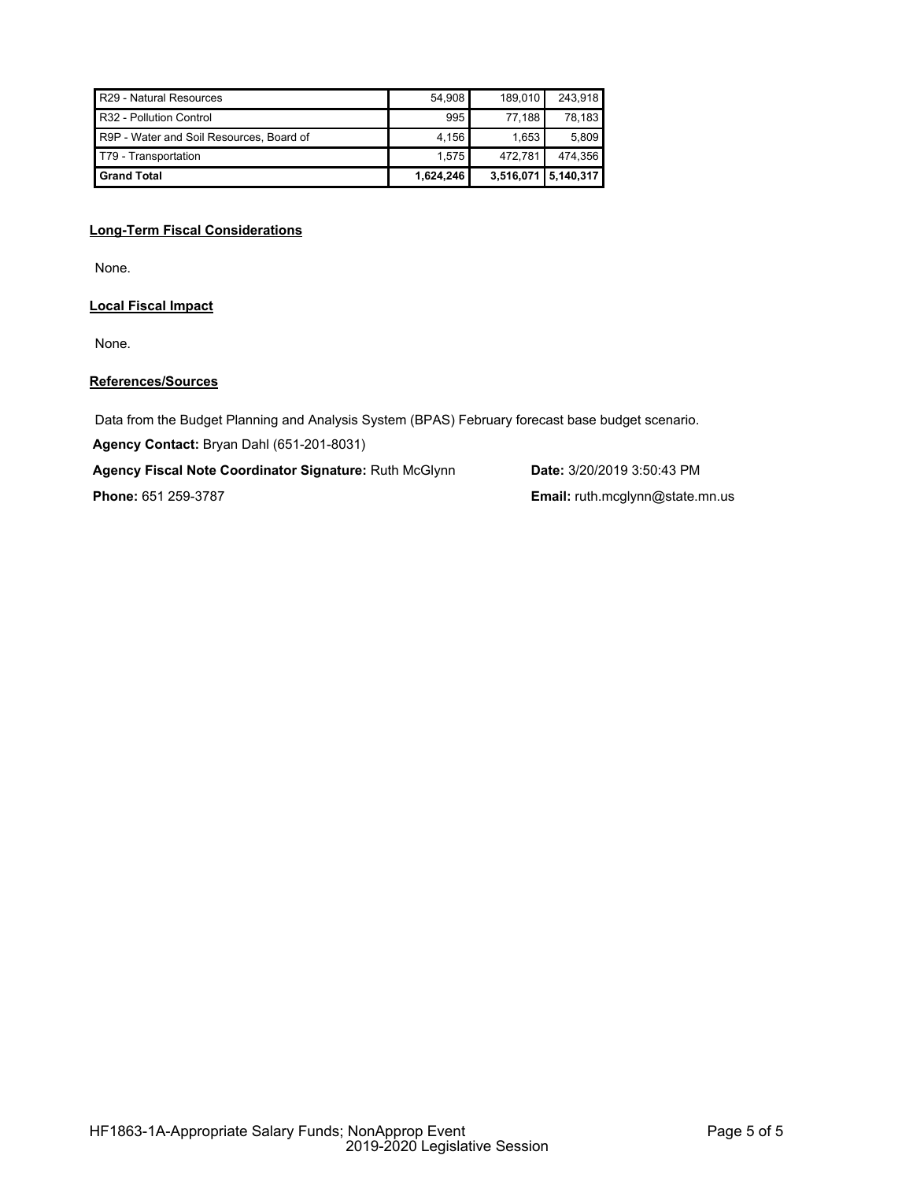| | | | |
|---|---|---|---|
| R29 - Natural Resources | 54,908 | 189,010 | 243,918 |
| R32 - Pollution Control | 995 | 77,188 | 78,183 |
| R9P - Water and Soil Resources, Board of | 4,156 | 1,653 | 5,809 |
| T79 - Transportation | 1,575 | 472,781 | 474,356 |
| **Grand Total** | **1,624,246** | **3,516,071** | **5,140,317** |

**Long-Term Fiscal Considerations**

None.

**Local Fiscal Impact**

None.

**References/Sources**

Data from the Budget Planning and Analysis System (BPAS) February forecast base budget scenario.

**Agency Contact:** Bryan Dahl (651-201-8031)

**Agency Fiscal Note Coordinator Signature:** Ruth McGlynn

**Date:** 3/20/2019 3:50:43 PM

**Phone:** 651 259-3787

**Email:** ruth.mcglynn@state.mn.us